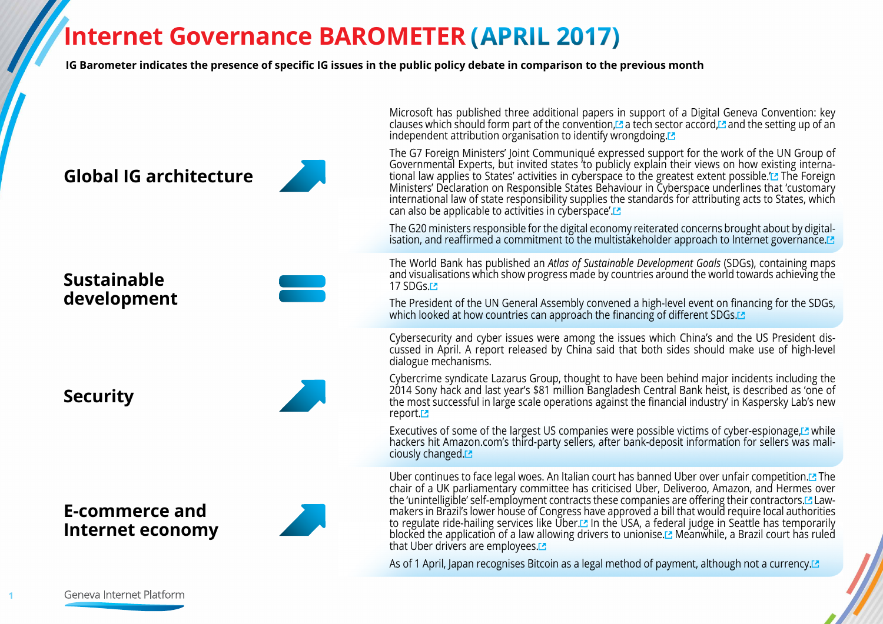# Internet Governance BAROMETER (APRIL 2017)

**IG Barometer indicates the presence of specific IG issues in the public policy debate in comparison to the previous month**

## Global IG architecture

Microsoft has published three additional papers in support of a Digital Geneva Convention: key clauses which should form part of the convention, a tech sector accord, and the setting up of an independent attribution organisation to identify wrongdoing.

The G7 Foreign Ministers' Joint Communiqué expressed support for the work of the UN Group of Governmental Experts, but invited states 'to publicly explain their views on how existing international law applies to States' activities in cyberspace to the greatest extent possible.' The Foreign Ministers' Declaration on Responsible States Behaviour in Cyberspace underlines that 'customary international law of state responsibility supplies the standards for attributing acts to States, which can also be applicable to activities in cyberspace'.

The G20 ministers responsible for the digital economy reiterated concerns brought about by digitalisation, and reaffirmed a commitment to the multistakeholder approach to Internet governance.

## Sustainable development

The World Bank has published an *Atlas of Sustainable Development Goals* (SDGs), containing maps and visualisations which show progress made by countries around the world towards achieving the 17 SDGs.

The President of the UN General Assembly convened a high-level event on financing for the SDGs, which looked at how countries can approach the financing of different SDGs.

## Security

Cybersecurity and cyber issues were among the issues which China's and the US President discussed in April. A report released by China said that both sides should make use of high-level dialogue mechanisms.

Cybercrime syndicate Lazarus Group, thought to have been behind major incidents including the 2014 Sony hack and last year's $81 million Bangladesh Central Bank heist, is described as 'one of the most successful in large scale operations against the financial industry' in Kaspersky Lab's new report.

Executives of some of the largest US companies were possible victims of cyber-espionage, while hackers hit Amazon.com's third-party sellers, after bank-deposit information for sellers was maliciously changed.

## E-commerce and Internet economy

Uber continues to face legal woes. An Italian court has banned Uber over unfair competition. The chair of a UK parliamentary committee has criticised Uber, Deliveroo, Amazon, and Hermes over the 'unintelligible' self-employment contracts these companies are offering their contractors. Lawmakers in Brazil's lower house of Congress have approved a bill that would require local authorities to regulate ride-hailing services like Uber. In the USA, a federal judge in Seattle has temporarily blocked the application of a law allowing drivers to unionise. Meanwhile, a Brazil court has ruled that Uber drivers are employees.

As of 1 April, Japan recognises Bitcoin as a legal method of payment, although not a currency.

Geneva Internet Platform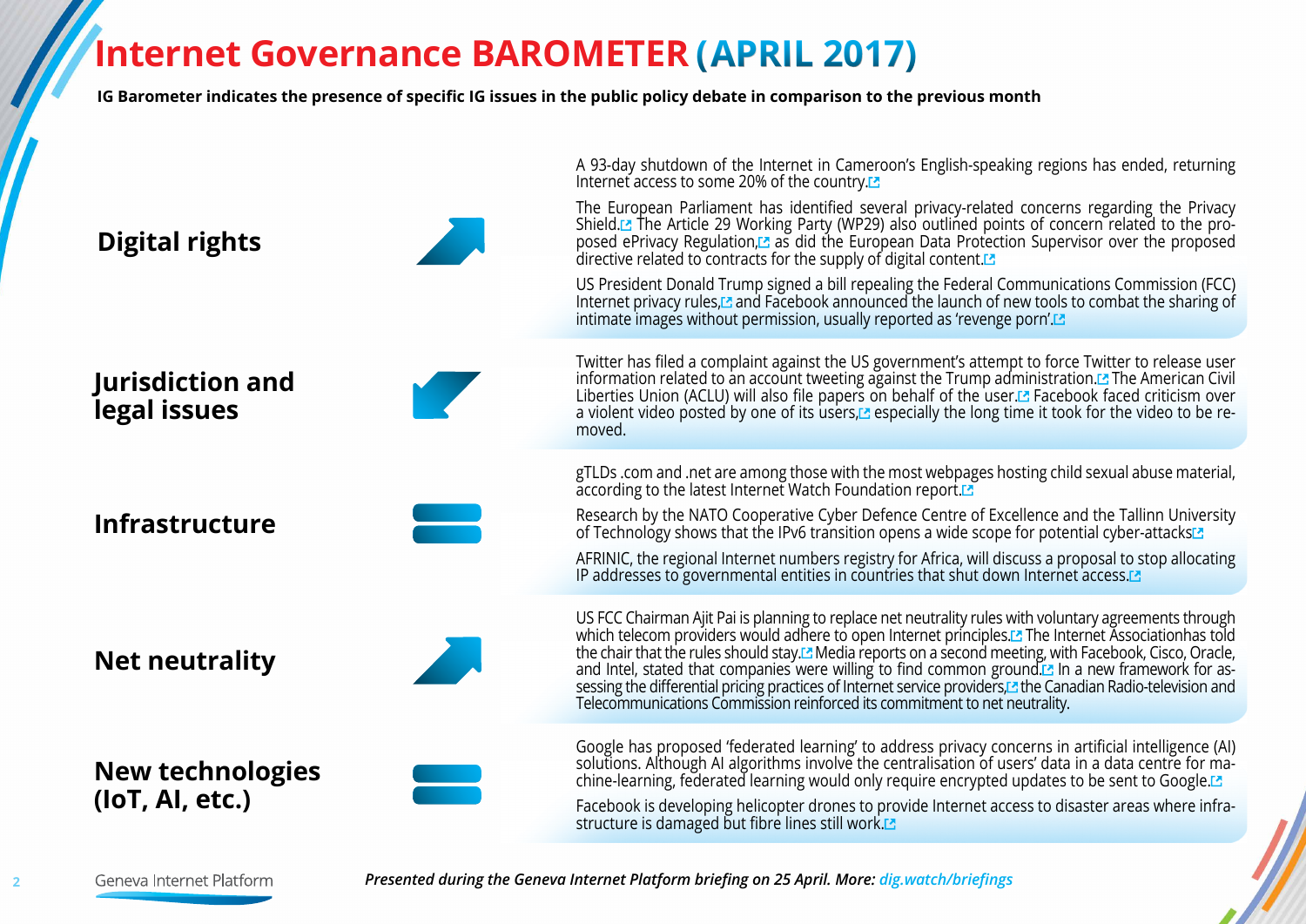# Internet Governance BAROMETER (APRIL 2017)

**IG Barometer indicates the presence of specific IG issues in the public policy debate in comparison to the previous month**

## Digital rights

A 93-day shutdown of the Internet in Cameroon's English-speaking regions has ended, returning Internet access to some 20% of the country.

The European Parliament has identified several privacy-related concerns regarding the Privacy Shield. The Article 29 Working Party (WP29) also outlined points of concern related to the proposed ePrivacy Regulation, as did the European Data Protection Supervisor over the proposed directive related to contracts for the supply of digital content.

US President Donald Trump signed a bill repealing the Federal Communications Commission (FCC) Internet privacy rules, and Facebook announced the launch of new tools to combat the sharing of intimate images without permission, usually reported as 'revenge porn'.

## Jurisdiction and legal issues

Twitter has filed a complaint against the US government's attempt to force Twitter to release user information related to an account tweeting against the Trump administration. The American Civil Liberties Union (ACLU) will also file papers on behalf of the user. Facebook faced criticism over a violent video posted by one of its users, especially the long time it took for the video to be removed.

## Infrastructure

gTLDs .com and .net are among those with the most webpages hosting child sexual abuse material, according to the latest Internet Watch Foundation report.

Research by the NATO Cooperative Cyber Defence Centre of Excellence and the Tallinn University of Technology shows that the IPv6 transition opens a wide scope for potential cyber-attacks

AFRINIC, the regional Internet numbers registry for Africa, will discuss a proposal to stop allocating IP addresses to governmental entities in countries that shut down Internet access.

## Net neutrality

US FCC Chairman Ajit Pai is planning to replace net neutrality rules with voluntary agreements through which telecom providers would adhere to open Internet principles. The Internet Associationhas told the chair that the rules should stay. Media reports on a second meeting, with Facebook, Cisco, Oracle, and Intel, stated that companies were willing to find common ground. In a new framework for assessing the differential pricing practices of Internet service providers, the Canadian Radio-television and Telecommunications Commission reinforced its commitment to net neutrality.

## New technologies (IoT, AI, etc.)

Google has proposed 'federated learning' to address privacy concerns in artificial intelligence (AI) solutions. Although AI algorithms involve the centralisation of users' data in a data centre for machine-learning, federated learning would only require encrypted updates to be sent to Google.

Facebook is developing helicopter drones to provide Internet access to disaster areas where infrastructure is damaged but fibre lines still work.

*Presented during the Geneva Internet Platform briefing on 25 April. More: dig.watch/briefings*